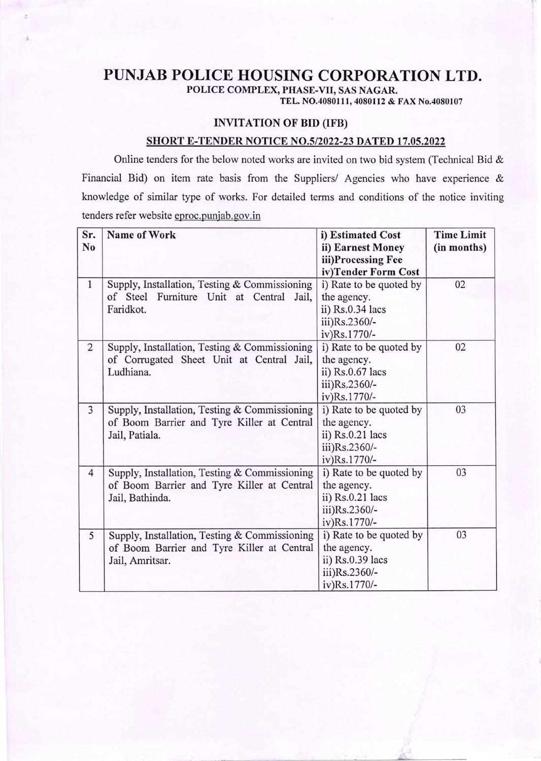# PUNJAB POLICE HOUSING CORPORATION LTD.

**POLICE COMPLEX, PHASE-VII, SAS NAGAR.**

**TEL. NO.4080111, 4080112 & FAX No.4080107**

## INVITATION OF BID (IFB)

### SHORT E-TENDER NOTICE NO.5/2022-23 DATED 17.05.2022

Online tenders for the below noted works are invited on two bid system (Technical Bid & Financial Bid) on item rate basis from the Suppliers/ Agencies who have experience & knowledge of similar type of works. For detailed terms and conditions of the notice inviting tenders refer website eproc.punjab.gov.in

| Sr. No | Name of Work | i) Estimated Cost<br>ii) Earnest Money<br>iii)Processing Fee<br>iv)Tender Form Cost | Time Limit (in months) |
|---|---|---|---|
| 1 | Supply, Installation, Testing & Commissioning of Steel Furniture Unit at Central Jail, Faridkot. | i) Rate to be quoted by the agency.<br>ii) Rs.0.34 lacs<br>iii)Rs.2360/-<br>iv)Rs.1770/- | 02 |
| 2 | Supply, Installation, Testing & Commissioning of Corrugated Sheet Unit at Central Jail, Ludhiana. | i) Rate to be quoted by the agency.<br>ii) Rs.0.67 lacs<br>iii)Rs.2360/-<br>iv)Rs.1770/- | 02 |
| 3 | Supply, Installation, Testing & Commissioning of Boom Barrier and Tyre Killer at Central Jail, Patiala. | i) Rate to be quoted by the agency.<br>ii) Rs.0.21 lacs<br>iii)Rs.2360/-<br>iv)Rs.1770/- | 03 |
| 4 | Supply, Installation, Testing & Commissioning of Boom Barrier and Tyre Killer at Central Jail, Bathinda. | i) Rate to be quoted by the agency.<br>ii) Rs.0.21 lacs<br>iii)Rs.2360/-<br>iv)Rs.1770/- | 03 |
| 5 | Supply, Installation, Testing & Commissioning of Boom Barrier and Tyre Killer at Central Jail, Amritsar. | i) Rate to be quoted by the agency.<br>ii) Rs.0.39 lacs<br>iii)Rs.2360/-<br>iv)Rs.1770/- | 03 |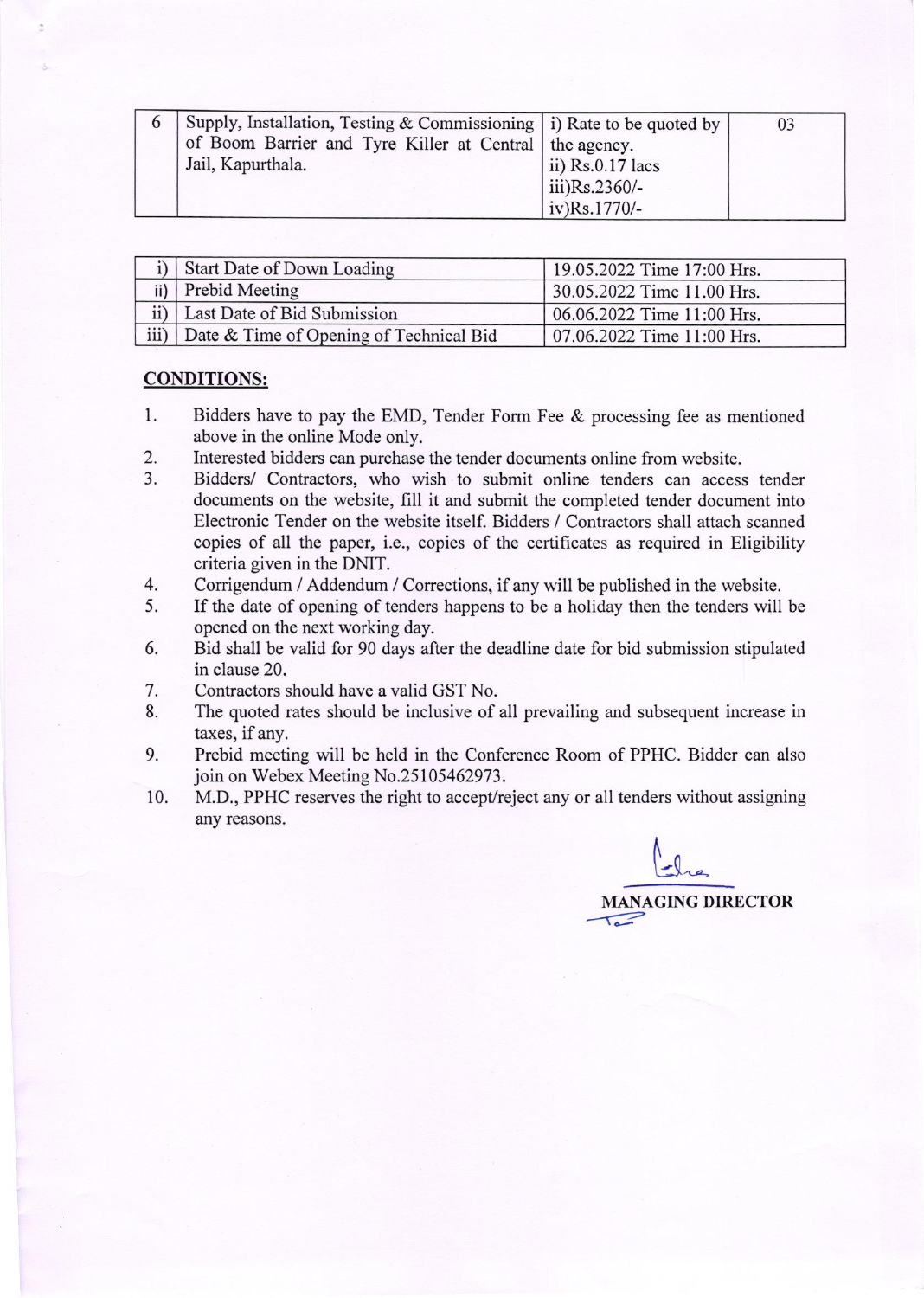| | | | |
|---|---|---|---|
| 6 | Supply, Installation, Testing & Commissioning of Boom Barrier and Tyre Killer at Central Jail, Kapurthala. | i) Rate to be quoted by the agency.<br>ii) Rs.0.17 lacs<br>iii)Rs.2360/-<br>iv)Rs.1770/- | 03 |

| | | |
|---|---|---|
| i) | Start Date of Down Loading | 19.05.2022 Time 17:00 Hrs. |
| ii) | Prebid Meeting | 30.05.2022 Time 11.00 Hrs. |
| ii) | Last Date of Bid Submission | 06.06.2022 Time 11:00 Hrs. |
| iii) | Date & Time of Opening of Technical Bid | 07.06.2022 Time 11:00 Hrs. |

**CONDITIONS:**

1. Bidders have to pay the EMD, Tender Form Fee & processing fee as mentioned above in the online Mode only.
2. Interested bidders can purchase the tender documents online from website.
3. Bidders/ Contractors, who wish to submit online tenders can access tender documents on the website, fill it and submit the completed tender document into Electronic Tender on the website itself. Bidders / Contractors shall attach scanned copies of all the paper, i.e., copies of the certificates as required in Eligibility criteria given in the DNIT.
4. Corrigendum / Addendum / Corrections, if any will be published in the website.
5. If the date of opening of tenders happens to be a holiday then the tenders will be opened on the next working day.
6. Bid shall be valid for 90 days after the deadline date for bid submission stipulated in clause 20.
7. Contractors should have a valid GST No.
8. The quoted rates should be inclusive of all prevailing and subsequent increase in taxes, if any.
9. Prebid meeting will be held in the Conference Room of PPHC. Bidder can also join on Webex Meeting No.25105462973.
10. M.D., PPHC reserves the right to accept/reject any or all tenders without assigning any reasons.

**MANAGING DIRECTOR**